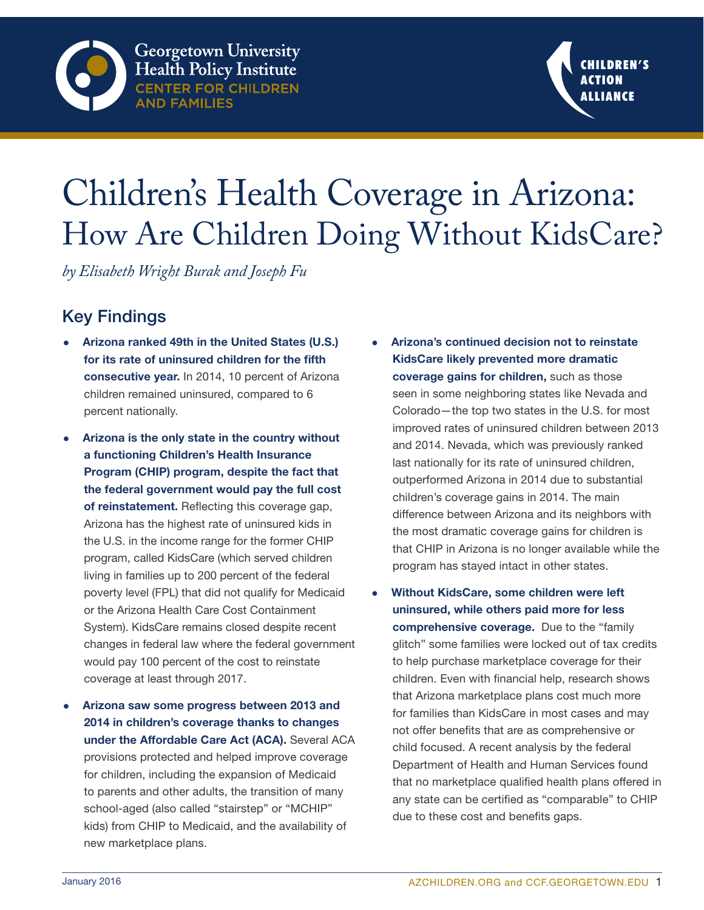Georgetown University Health Policy Institute
CENTER FOR CHILDREN AND FAMILIES

CHILDREN'S ACTION ALLIANCE

# Children's Health Coverage in Arizona: How Are Children Doing Without KidsCare?

*by Elisabeth Wright Burak and Joseph Fu*

## Key Findings

- **Arizona ranked 49th in the United States (U.S.) for its rate of uninsured children for the fifth consecutive year.** In 2014, 10 percent of Arizona children remained uninsured, compared to 6 percent nationally.

- **Arizona is the only state in the country without a functioning Children's Health Insurance Program (CHIP) program, despite the fact that the federal government would pay the full cost of reinstatement.** Reflecting this coverage gap, Arizona has the highest rate of uninsured kids in the U.S. in the income range for the former CHIP program, called KidsCare (which served children living in families up to 200 percent of the federal poverty level (FPL) that did not qualify for Medicaid or the Arizona Health Care Cost Containment System). KidsCare remains closed despite recent changes in federal law where the federal government would pay 100 percent of the cost to reinstate coverage at least through 2017.

- **Arizona saw some progress between 2013 and 2014 in children's coverage thanks to changes under the Affordable Care Act (ACA).** Several ACA provisions protected and helped improve coverage for children, including the expansion of Medicaid to parents and other adults, the transition of many school-aged (also called "stairstep" or "MCHIP" kids) from CHIP to Medicaid, and the availability of new marketplace plans.

- **Arizona's continued decision not to reinstate KidsCare likely prevented more dramatic coverage gains for children,** such as those seen in some neighboring states like Nevada and Colorado—the top two states in the U.S. for most improved rates of uninsured children between 2013 and 2014. Nevada, which was previously ranked last nationally for its rate of uninsured children, outperformed Arizona in 2014 due to substantial children's coverage gains in 2014. The main difference between Arizona and its neighbors with the most dramatic coverage gains for children is that CHIP in Arizona is no longer available while the program has stayed intact in other states.

- **Without KidsCare, some children were left uninsured, while others paid more for less comprehensive coverage.** Due to the "family glitch" some families were locked out of tax credits to help purchase marketplace coverage for their children. Even with financial help, research shows that Arizona marketplace plans cost much more for families than KidsCare in most cases and may not offer benefits that are as comprehensive or child focused. A recent analysis by the federal Department of Health and Human Services found that no marketplace qualified health plans offered in any state can be certified as "comparable" to CHIP due to these cost and benefits gaps.

January 2016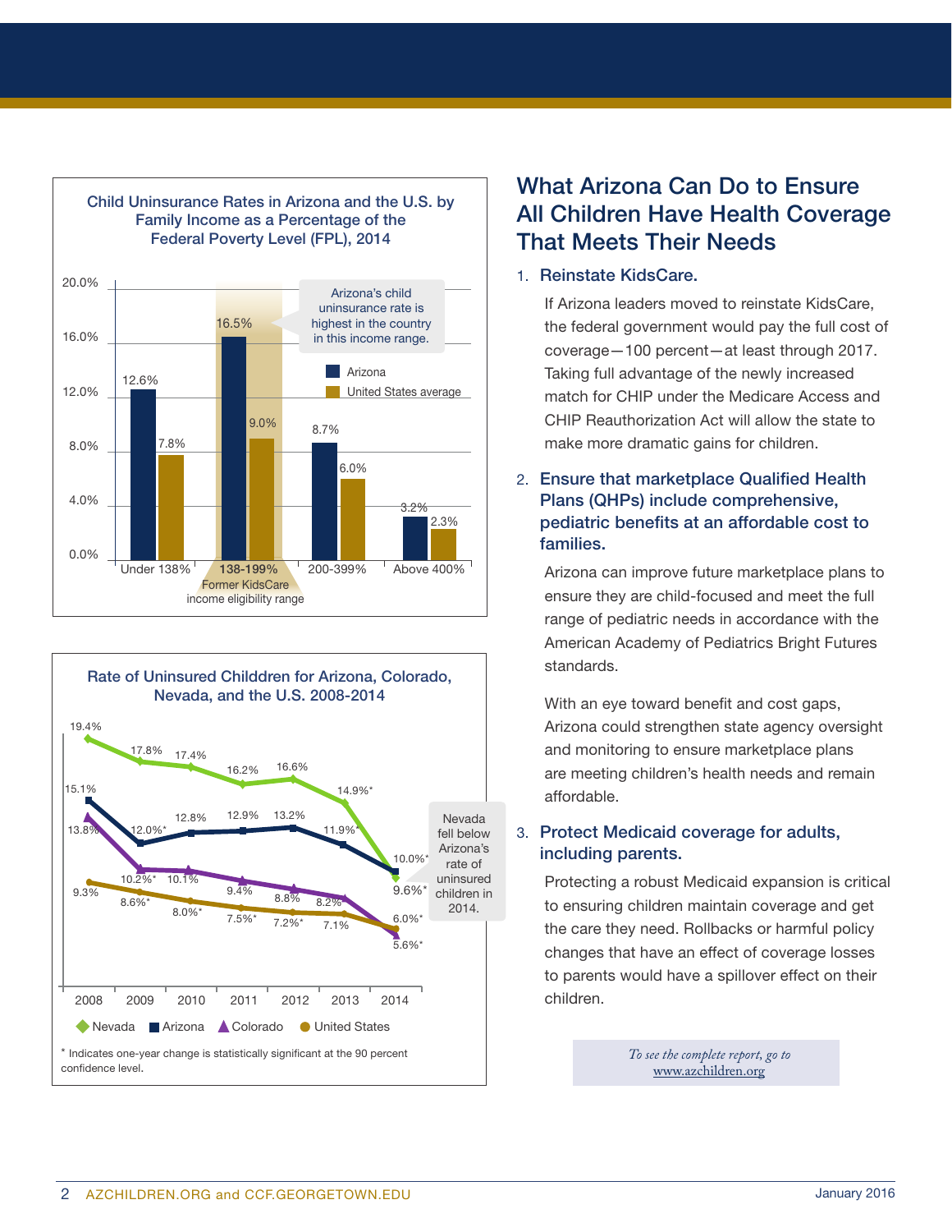Child Uninsurance Rates in Arizona and the U.S. by Family Income as a Percentage of the Federal Poverty Level (FPL), 2014

20.0%
16.0%
12.0%
8.0%
4.0%
0.0%

12.6%
7.8%
16.5%
9.0%
8.7%
6.0%
3.2%
2.3%

Arizona's child uninsurance rate is highest in the country in this income range.

Arizona
United States average

Under 138%
138-199%
Former KidsCare income eligibility range
200-399%
Above 400%

Rate of Uninsured Childdren for Arizona, Colorado, Nevada, and the U.S. 2008-2014

19.4%
17.8%
17.4%
16.2%
16.6%
14.9%*
15.1%
12.0%*
12.8%
12.9%
13.2%
11.9%*
10.0%*
13.8%
10.2%*
10.1%
9.4%
8.8%
8.2%*
9.6%*
9.3%
8.6%*
8.0%*
7.5%*
7.2%*
7.1%
6.0%*
5.6%*

Nevada fell below Arizona's rate of uninsured children in 2014.

2008
2009
2010
2011
2012
2013
2014

Nevada
Arizona
Colorado
United States

* Indicates one-year change is statistically significant at the 90 percent confidence level.

## What Arizona Can Do to Ensure All Children Have Health Coverage That Meets Their Needs

1. **Reinstate KidsCare.**

   If Arizona leaders moved to reinstate KidsCare, the federal government would pay the full cost of coverage—100 percent—at least through 2017. Taking full advantage of the newly increased match for CHIP under the Medicare Access and CHIP Reauthorization Act will allow the state to make more dramatic gains for children.

2. **Ensure that marketplace Qualified Health Plans (QHPs) include comprehensive, pediatric benefits at an affordable cost to families.**

   Arizona can improve future marketplace plans to ensure they are child-focused and meet the full range of pediatric needs in accordance with the American Academy of Pediatrics Bright Futures standards.

   With an eye toward benefit and cost gaps, Arizona could strengthen state agency oversight and monitoring to ensure marketplace plans are meeting children's health needs and remain affordable.

3. **Protect Medicaid coverage for adults, including parents.**

   Protecting a robust Medicaid expansion is critical to ensuring children maintain coverage and get the care they need. Rollbacks or harmful policy changes that have an effect of coverage losses to parents would have a spillover effect on their children.

*To see the complete report, go to* www.azchildren.org